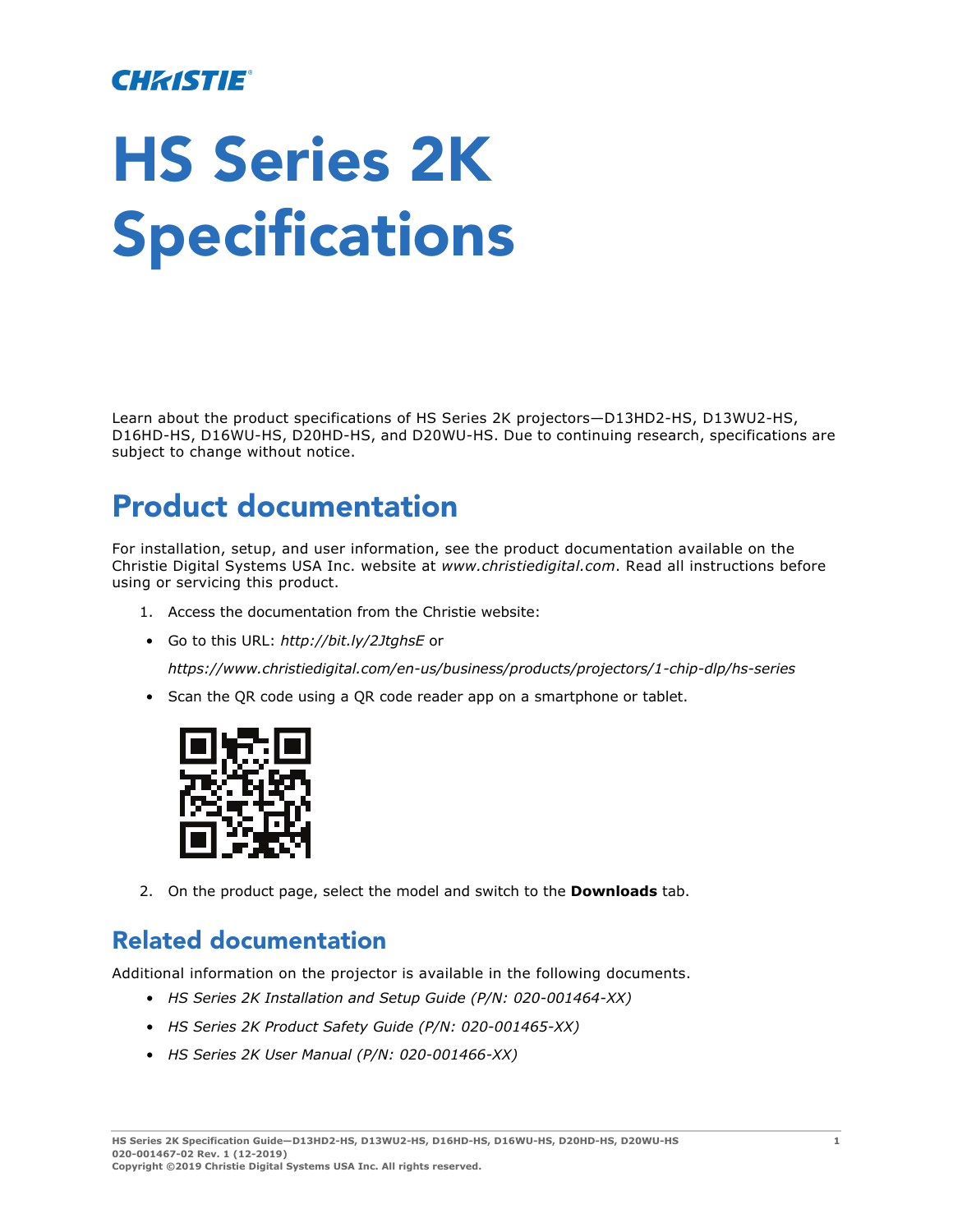CHRISTIE

# HS Series 2K Specifications

Learn about the product specifications of HS Series 2K projectors—D13HD2-HS, D13WU2-HS, D16HD-HS, D16WU-HS, D20HD-HS, and D20WU-HS. Due to continuing research, specifications are subject to change without notice.

## Product documentation

For installation, setup, and user information, see the product documentation available on the Christie Digital Systems USA Inc. website at *www.christiedigital.com*. Read all instructions before using or servicing this product.

1. Access the documentation from the Christie website:
   - Go to this URL: *http://bit.ly/2JtghsE* or

     *https://www.christiedigital.com/en-us/business/products/projectors/1-chip-dlp/hs-series*
   - Scan the QR code using a QR code reader app on a smartphone or tablet.
2. On the product page, select the model and switch to the **Downloads** tab.

### Related documentation

Additional information on the projector is available in the following documents.

- *HS Series 2K Installation and Setup Guide (P/N: 020-001464-XX)*
- *HS Series 2K Product Safety Guide (P/N: 020-001465-XX)*
- *HS Series 2K User Manual (P/N: 020-001466-XX)*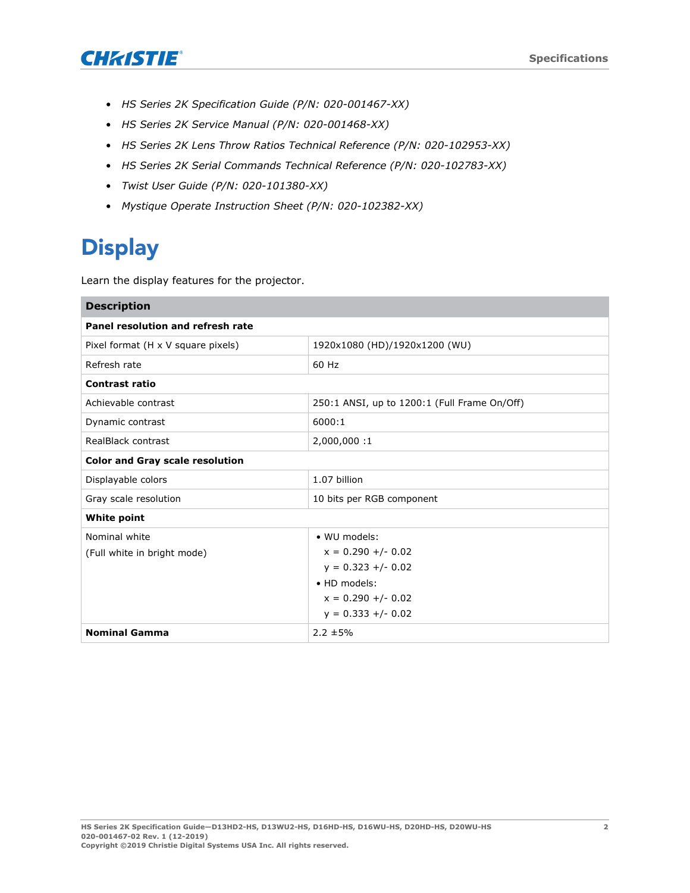- *HS Series 2K Specification Guide (P/N: 020-001467-XX)*
- *HS Series 2K Service Manual (P/N: 020-001468-XX)*
- *HS Series 2K Lens Throw Ratios Technical Reference (P/N: 020-102953-XX)*
- *HS Series 2K Serial Commands Technical Reference (P/N: 020-102783-XX)*
- *Twist User Guide (P/N: 020-101380-XX)*
- *Mystique Operate Instruction Sheet (P/N: 020-102382-XX)*

# Display

Learn the display features for the projector.

| **Description** | |
|---|---|
| **Panel resolution and refresh rate** | |
| Pixel format (H x V square pixels) | 1920x1080 (HD)/1920x1200 (WU) |
| Refresh rate | 60 Hz |
| **Contrast ratio** | |
| Achievable contrast | 250:1 ANSI, up to 1200:1 (Full Frame On/Off) |
| Dynamic contrast | 6000:1 |
| RealBlack contrast | 2,000,000 :1 |
| **Color and Gray scale resolution** | |
| Displayable colors | 1.07 billion |
| Gray scale resolution | 10 bits per RGB component |
| **White point** | |
| Nominal white<br>(Full white in bright mode) | • WU models:<br>x = 0.290 +/- 0.02<br>y = 0.323 +/- 0.02<br>• HD models:<br>x = 0.290 +/- 0.02<br>y = 0.333 +/- 0.02 |
| **Nominal Gamma** | 2.2 ±5% |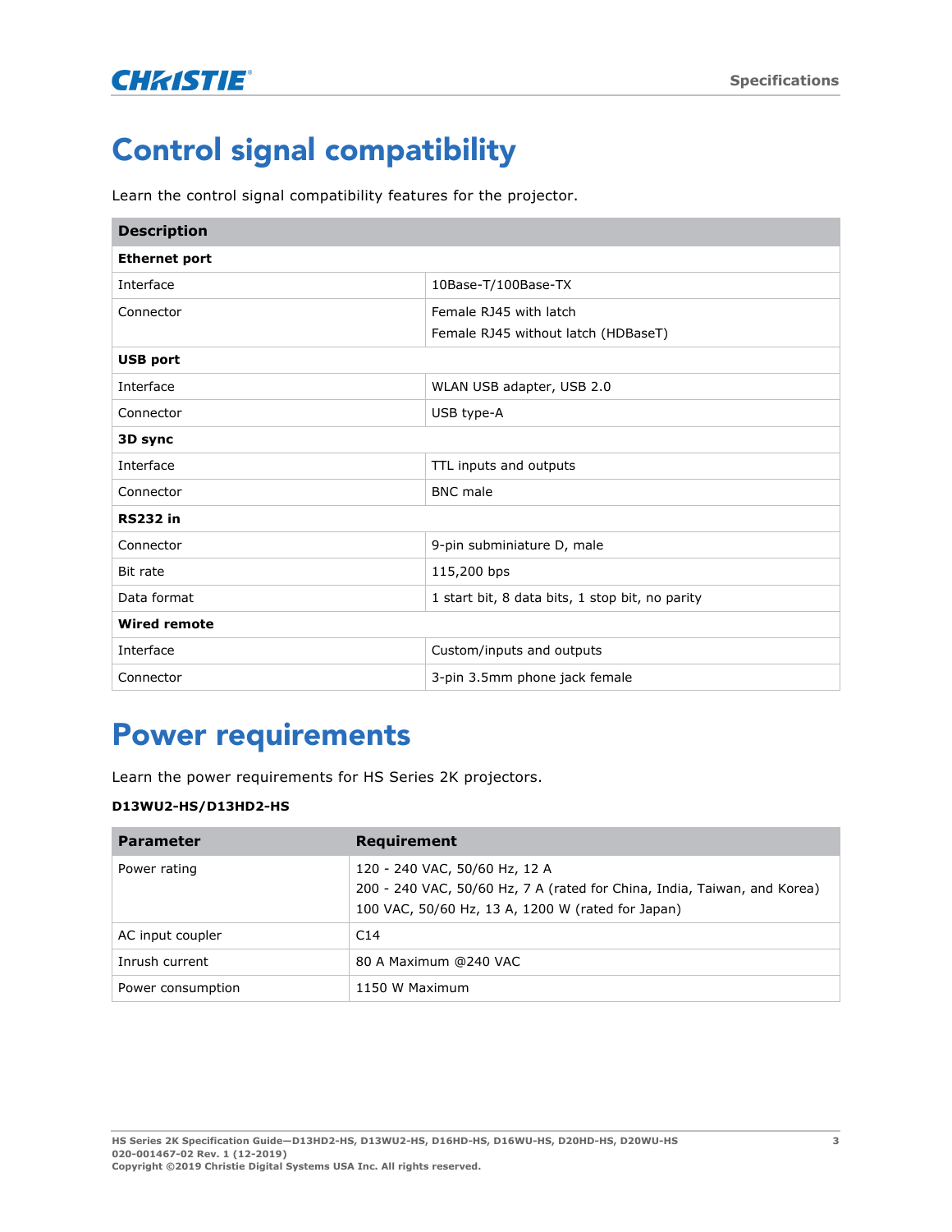# Control signal compatibility

Learn the control signal compatibility features for the projector.

| Description | |
|---|---|
| **Ethernet port** | |
| Interface | 10Base-T/100Base-TX |
| Connector | Female RJ45 with latch<br>Female RJ45 without latch (HDBaseT) |
| **USB port** | |
| Interface | WLAN USB adapter, USB 2.0 |
| Connector | USB type-A |
| **3D sync** | |
| Interface | TTL inputs and outputs |
| Connector | BNC male |
| **RS232 in** | |
| Connector | 9-pin subminiature D, male |
| Bit rate | 115,200 bps |
| Data format | 1 start bit, 8 data bits, 1 stop bit, no parity |
| **Wired remote** | |
| Interface | Custom/inputs and outputs |
| Connector | 3-pin 3.5mm phone jack female |

# Power requirements

Learn the power requirements for HS Series 2K projectors.

**D13WU2-HS/D13HD2-HS**

| Parameter | Requirement |
|---|---|
| Power rating | 120 - 240 VAC, 50/60 Hz, 12 A<br>200 - 240 VAC, 50/60 Hz, 7 A (rated for China, India, Taiwan, and Korea)<br>100 VAC, 50/60 Hz, 13 A, 1200 W (rated for Japan) |
| AC input coupler | C14 |
| Inrush current | 80 A Maximum @240 VAC |
| Power consumption | 1150 W Maximum |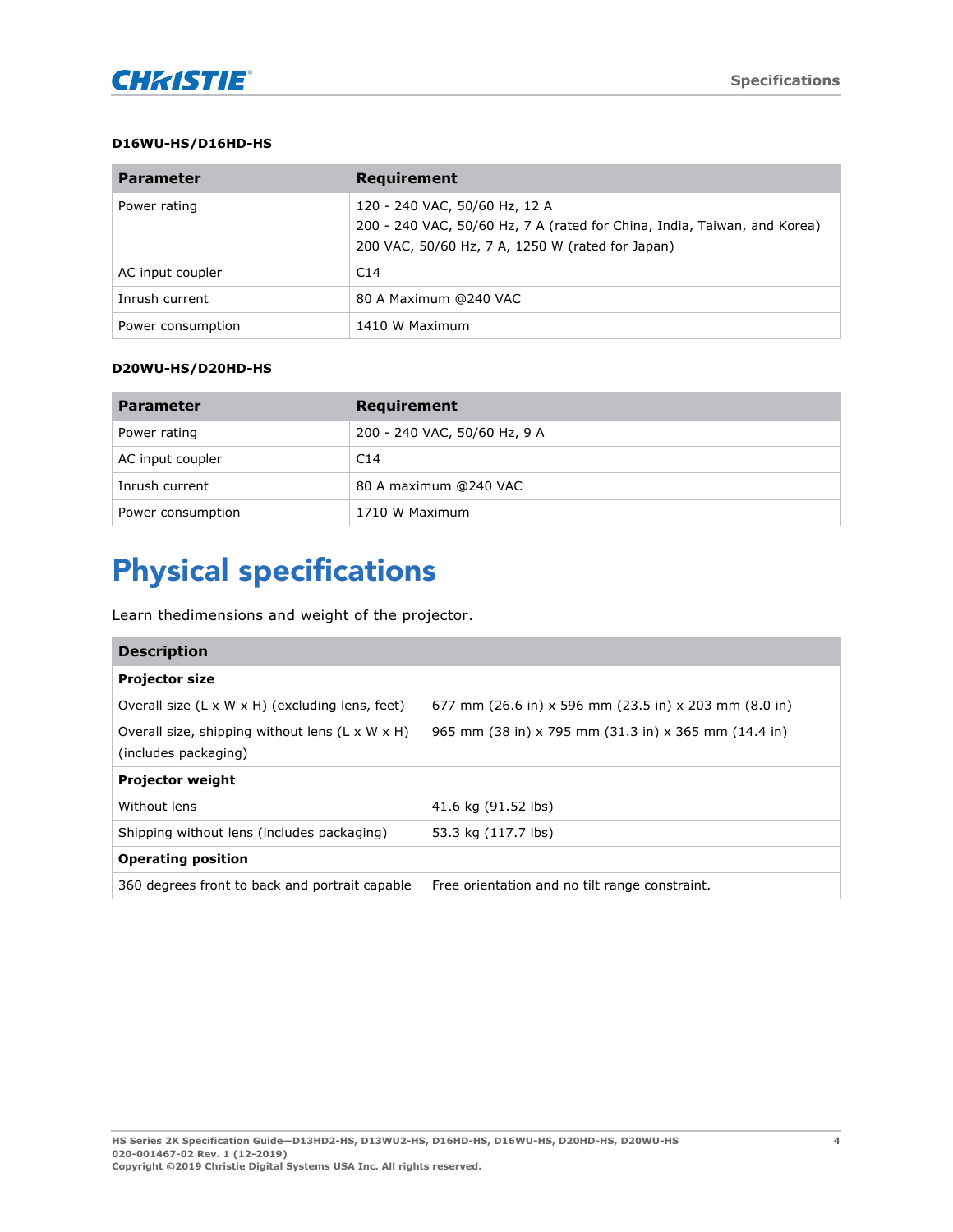**D16WU-HS/D16HD-HS**

| Parameter | Requirement |
| --- | --- |
| Power rating | 120 - 240 VAC, 50/60 Hz, 12 A<br>200 - 240 VAC, 50/60 Hz, 7 A (rated for China, India, Taiwan, and Korea)<br>200 VAC, 50/60 Hz, 7 A, 1250 W (rated for Japan) |
| AC input coupler | C14 |
| Inrush current | 80 A Maximum @240 VAC |
| Power consumption | 1410 W Maximum |

**D20WU-HS/D20HD-HS**

| Parameter | Requirement |
| --- | --- |
| Power rating | 200 - 240 VAC, 50/60 Hz, 9 A |
| AC input coupler | C14 |
| Inrush current | 80 A maximum @240 VAC |
| Power consumption | 1710 W Maximum |

# Physical specifications

Learn thedimensions and weight of the projector.

| Description | |
| --- | --- |
| **Projector size** | |
| Overall size (L x W x H) (excluding lens, feet) | 677 mm (26.6 in) x 596 mm (23.5 in) x 203 mm (8.0 in) |
| Overall size, shipping without lens (L x W x H) (includes packaging) | 965 mm (38 in) x 795 mm (31.3 in) x 365 mm (14.4 in) |
| **Projector weight** | |
| Without lens | 41.6 kg (91.52 lbs) |
| Shipping without lens (includes packaging) | 53.3 kg (117.7 lbs) |
| **Operating position** | |
| 360 degrees front to back and portrait capable | Free orientation and no tilt range constraint. |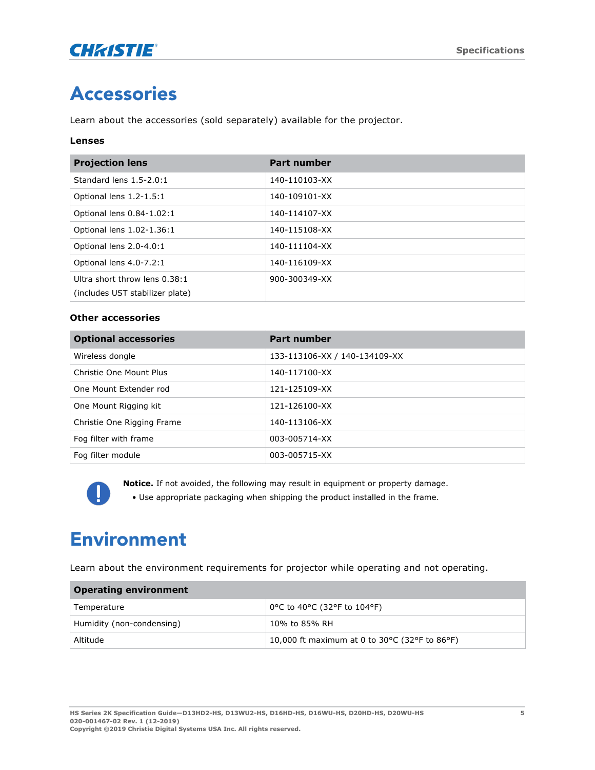# Accessories

Learn about the accessories (sold separately) available for the projector.

**Lenses**

| Projection lens | Part number |
|---|---|
| Standard lens 1.5-2.0:1 | 140-110103-XX |
| Optional lens 1.2-1.5:1 | 140-109101-XX |
| Optional lens 0.84-1.02:1 | 140-114107-XX |
| Optional lens 1.02-1.36:1 | 140-115108-XX |
| Optional lens 2.0-4.0:1 | 140-111104-XX |
| Optional lens 4.0-7.2:1 | 140-116109-XX |
| Ultra short throw lens 0.38:1 (includes UST stabilizer plate) | 900-300349-XX |

**Other accessories**

| Optional accessories | Part number |
|---|---|
| Wireless dongle | 133-113106-XX / 140-134109-XX |
| Christie One Mount Plus | 140-117100-XX |
| One Mount Extender rod | 121-125109-XX |
| One Mount Rigging kit | 121-126100-XX |
| Christie One Rigging Frame | 140-113106-XX |
| Fog filter with frame | 003-005714-XX |
| Fog filter module | 003-005715-XX |

**Notice.** If not avoided, the following may result in equipment or property damage.

- Use appropriate packaging when shipping the product installed in the frame.

# Environment

Learn about the environment requirements for projector while operating and not operating.

| Operating environment | |
|---|---|
| Temperature | 0°C to 40°C (32°F to 104°F) |
| Humidity (non-condensing) | 10% to 85% RH |
| Altitude | 10,000 ft maximum at 0 to 30°C (32°F to 86°F) |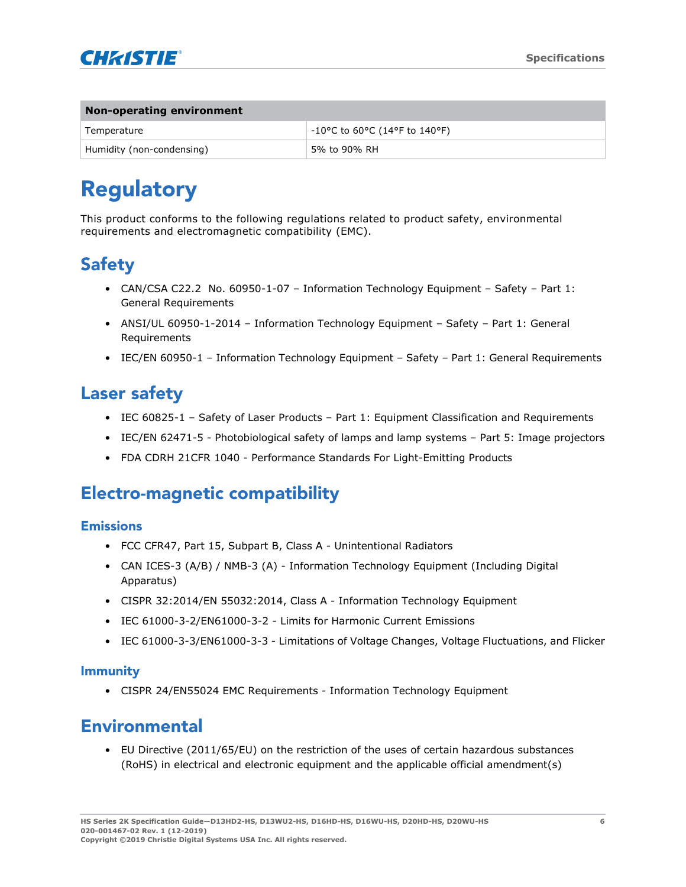| Non-operating environment | |
|---|---|
| Temperature | -10°C to 60°C (14°F to 140°F) |
| Humidity (non-condensing) | 5% to 90% RH |

# Regulatory

This product conforms to the following regulations related to product safety, environmental requirements and electromagnetic compatibility (EMC).

## Safety

- CAN/CSA C22.2 No. 60950-1-07 – Information Technology Equipment – Safety – Part 1: General Requirements
- ANSI/UL 60950-1-2014 – Information Technology Equipment – Safety – Part 1: General Requirements
- IEC/EN 60950-1 – Information Technology Equipment – Safety – Part 1: General Requirements

## Laser safety

- IEC 60825-1 – Safety of Laser Products – Part 1: Equipment Classification and Requirements
- IEC/EN 62471-5 - Photobiological safety of lamps and lamp systems – Part 5: Image projectors
- FDA CDRH 21CFR 1040 - Performance Standards For Light-Emitting Products

## Electro-magnetic compatibility

### Emissions

- FCC CFR47, Part 15, Subpart B, Class A - Unintentional Radiators
- CAN ICES-3 (A/B) / NMB-3 (A) - Information Technology Equipment (Including Digital Apparatus)
- CISPR 32:2014/EN 55032:2014, Class A - Information Technology Equipment
- IEC 61000-3-2/EN61000-3-2 - Limits for Harmonic Current Emissions
- IEC 61000-3-3/EN61000-3-3 - Limitations of Voltage Changes, Voltage Fluctuations, and Flicker

### Immunity

- CISPR 24/EN55024 EMC Requirements - Information Technology Equipment

## Environmental

- EU Directive (2011/65/EU) on the restriction of the uses of certain hazardous substances (RoHS) in electrical and electronic equipment and the applicable official amendment(s)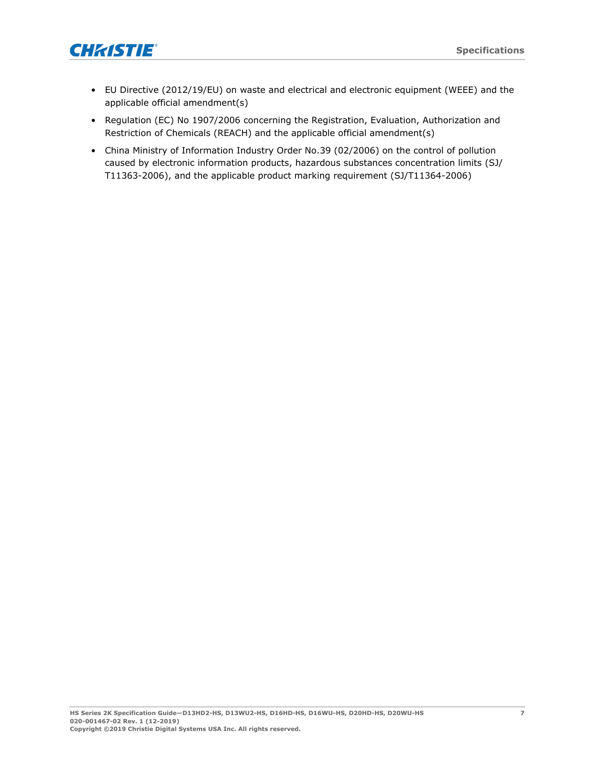- EU Directive (2012/19/EU) on waste and electrical and electronic equipment (WEEE) and the applicable official amendment(s)
- Regulation (EC) No 1907/2006 concerning the Registration, Evaluation, Authorization and Restriction of Chemicals (REACH) and the applicable official amendment(s)
- China Ministry of Information Industry Order No.39 (02/2006) on the control of pollution caused by electronic information products, hazardous substances concentration limits (SJ/T11363-2006), and the applicable product marking requirement (SJ/T11364-2006)